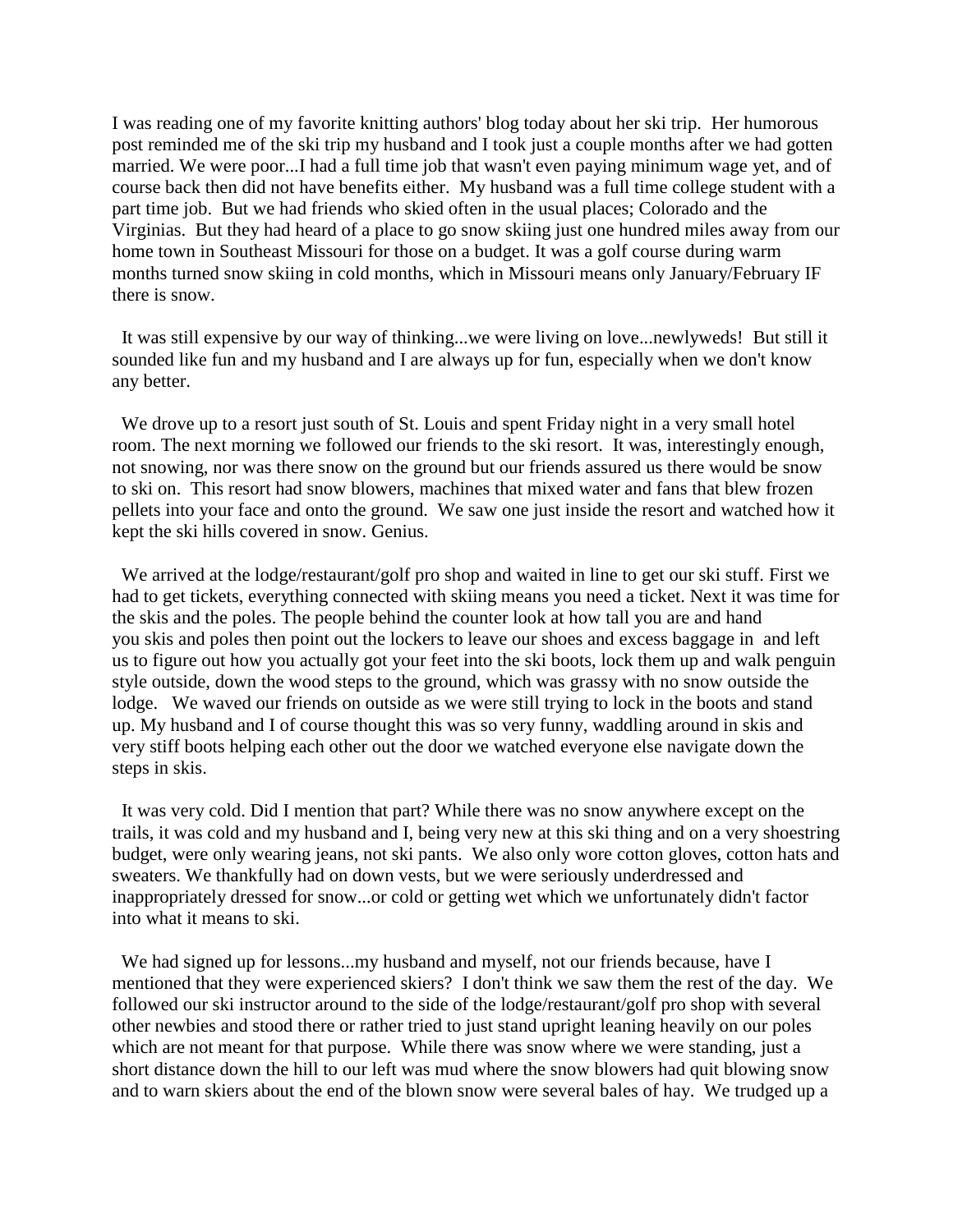I was reading one of my favorite knitting authors' blog today about her ski trip. Her humorous post reminded me of the ski trip my husband and I took just a couple months after we had gotten married. We were poor...I had a full time job that wasn't even paying minimum wage yet, and of course back then did not have benefits either. My husband was a full time college student with a part time job. But we had friends who skied often in the usual places; Colorado and the Virginias. But they had heard of a place to go snow skiing just one hundred miles away from our home town in Southeast Missouri for those on a budget. It was a golf course during warm months turned snow skiing in cold months, which in Missouri means only January/February IF there is snow.

It was still expensive by our way of thinking...we were living on love...newlyweds! But still it sounded like fun and my husband and I are always up for fun, especially when we don't know any better.

We drove up to a resort just south of St. Louis and spent Friday night in a very small hotel room. The next morning we followed our friends to the ski resort. It was, interestingly enough, not snowing, nor was there snow on the ground but our friends assured us there would be snow to ski on. This resort had snow blowers, machines that mixed water and fans that blew frozen pellets into your face and onto the ground. We saw one just inside the resort and watched how it kept the ski hills covered in snow. Genius.

We arrived at the lodge/restaurant/golf pro shop and waited in line to get our ski stuff. First we had to get tickets, everything connected with skiing means you need a ticket. Next it was time for the skis and the poles. The people behind the counter look at how tall you are and hand you skis and poles then point out the lockers to leave our shoes and excess baggage in and left us to figure out how you actually got your feet into the ski boots, lock them up and walk penguin style outside, down the wood steps to the ground, which was grassy with no snow outside the lodge. We waved our friends on outside as we were still trying to lock in the boots and stand up. My husband and I of course thought this was so very funny, waddling around in skis and very stiff boots helping each other out the door we watched everyone else navigate down the steps in skis.

It was very cold. Did I mention that part? While there was no snow anywhere except on the trails, it was cold and my husband and I, being very new at this ski thing and on a very shoestring budget, were only wearing jeans, not ski pants. We also only wore cotton gloves, cotton hats and sweaters. We thankfully had on down vests, but we were seriously underdressed and inappropriately dressed for snow...or cold or getting wet which we unfortunately didn't factor into what it means to ski.

We had signed up for lessons...my husband and myself, not our friends because, have I mentioned that they were experienced skiers? I don't think we saw them the rest of the day. We followed our ski instructor around to the side of the lodge/restaurant/golf pro shop with several other newbies and stood there or rather tried to just stand upright leaning heavily on our poles which are not meant for that purpose. While there was snow where we were standing, just a short distance down the hill to our left was mud where the snow blowers had quit blowing snow and to warn skiers about the end of the blown snow were several bales of hay. We trudged up a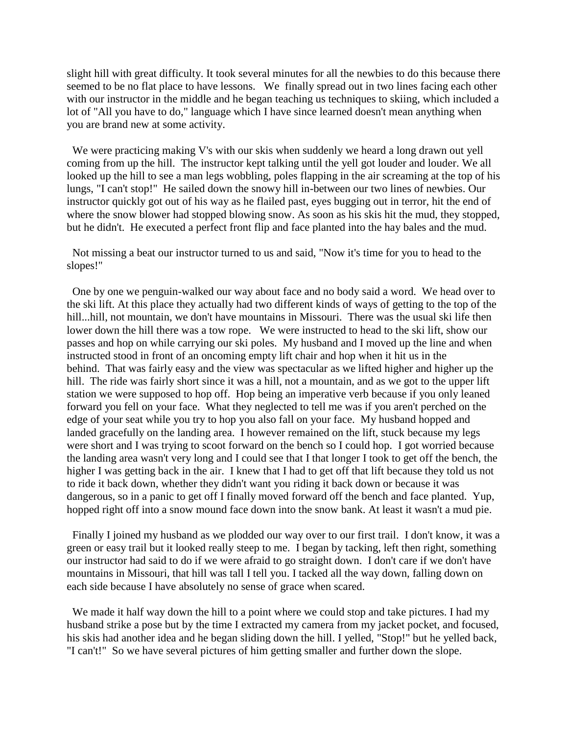slight hill with great difficulty. It took several minutes for all the newbies to do this because there seemed to be no flat place to have lessons. We finally spread out in two lines facing each other with our instructor in the middle and he began teaching us techniques to skiing, which included a lot of "All you have to do," language which I have since learned doesn't mean anything when you are brand new at some activity.

We were practicing making V's with our skis when suddenly we heard a long drawn out yell coming from up the hill. The instructor kept talking until the yell got louder and louder. We all looked up the hill to see a man legs wobbling, poles flapping in the air screaming at the top of his lungs, "I can't stop!" He sailed down the snowy hill in-between our two lines of newbies. Our instructor quickly got out of his way as he flailed past, eyes bugging out in terror, hit the end of where the snow blower had stopped blowing snow. As soon as his skis hit the mud, they stopped, but he didn't. He executed a perfect front flip and face planted into the hay bales and the mud.

Not missing a beat our instructor turned to us and said, "Now it's time for you to head to the slopes!"

One by one we penguin-walked our way about face and no body said a word. We head over to the ski lift. At this place they actually had two different kinds of ways of getting to the top of the hill...hill, not mountain, we don't have mountains in Missouri. There was the usual ski life then lower down the hill there was a tow rope. We were instructed to head to the ski lift, show our passes and hop on while carrying our ski poles. My husband and I moved up the line and when instructed stood in front of an oncoming empty lift chair and hop when it hit us in the behind. That was fairly easy and the view was spectacular as we lifted higher and higher up the hill. The ride was fairly short since it was a hill, not a mountain, and as we got to the upper lift station we were supposed to hop off. Hop being an imperative verb because if you only leaned forward you fell on your face. What they neglected to tell me was if you aren't perched on the edge of your seat while you try to hop you also fall on your face. My husband hopped and landed gracefully on the landing area. I however remained on the lift, stuck because my legs were short and I was trying to scoot forward on the bench so I could hop. I got worried because the landing area wasn't very long and I could see that I that longer I took to get off the bench, the higher I was getting back in the air. I knew that I had to get off that lift because they told us not to ride it back down, whether they didn't want you riding it back down or because it was dangerous, so in a panic to get off I finally moved forward off the bench and face planted. Yup, hopped right off into a snow mound face down into the snow bank. At least it wasn't a mud pie.

Finally I joined my husband as we plodded our way over to our first trail. I don't know, it was a green or easy trail but it looked really steep to me. I began by tacking, left then right, something our instructor had said to do if we were afraid to go straight down. I don't care if we don't have mountains in Missouri, that hill was tall I tell you. I tacked all the way down, falling down on each side because I have absolutely no sense of grace when scared.

We made it half way down the hill to a point where we could stop and take pictures. I had my husband strike a pose but by the time I extracted my camera from my jacket pocket, and focused, his skis had another idea and he began sliding down the hill. I yelled, "Stop!" but he yelled back, "I can't!" So we have several pictures of him getting smaller and further down the slope.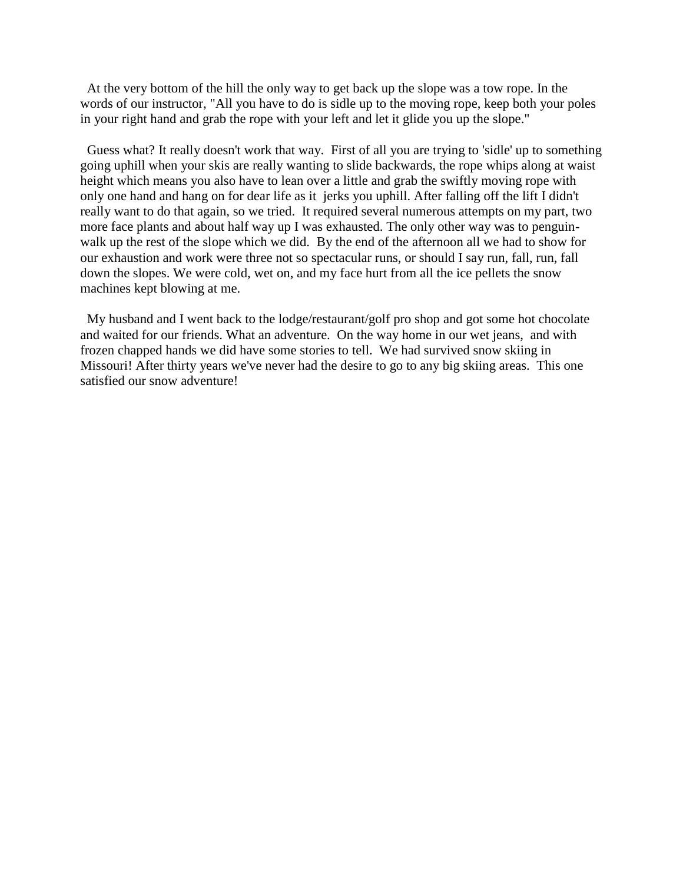At the very bottom of the hill the only way to get back up the slope was a tow rope. In the words of our instructor, "All you have to do is sidle up to the moving rope, keep both your poles in your right hand and grab the rope with your left and let it glide you up the slope."

Guess what? It really doesn't work that way. First of all you are trying to 'sidle' up to something going uphill when your skis are really wanting to slide backwards, the rope whips along at waist height which means you also have to lean over a little and grab the swiftly moving rope with only one hand and hang on for dear life as it jerks you uphill. After falling off the lift I didn't really want to do that again, so we tried. It required several numerous attempts on my part, two more face plants and about half way up I was exhausted. The only other way was to penguin-walk up the rest of the slope which we did. By the end of the afternoon all we had to show for our exhaustion and work were three not so spectacular runs, or should I say run, fall, run, fall down the slopes. We were cold, wet on, and my face hurt from all the ice pellets the snow machines kept blowing at me.

My husband and I went back to the lodge/restaurant/golf pro shop and got some hot chocolate and waited for our friends. What an adventure. On the way home in our wet jeans, and with frozen chapped hands we did have some stories to tell. We had survived snow skiing in Missouri! After thirty years we've never had the desire to go to any big skiing areas. This one satisfied our snow adventure!